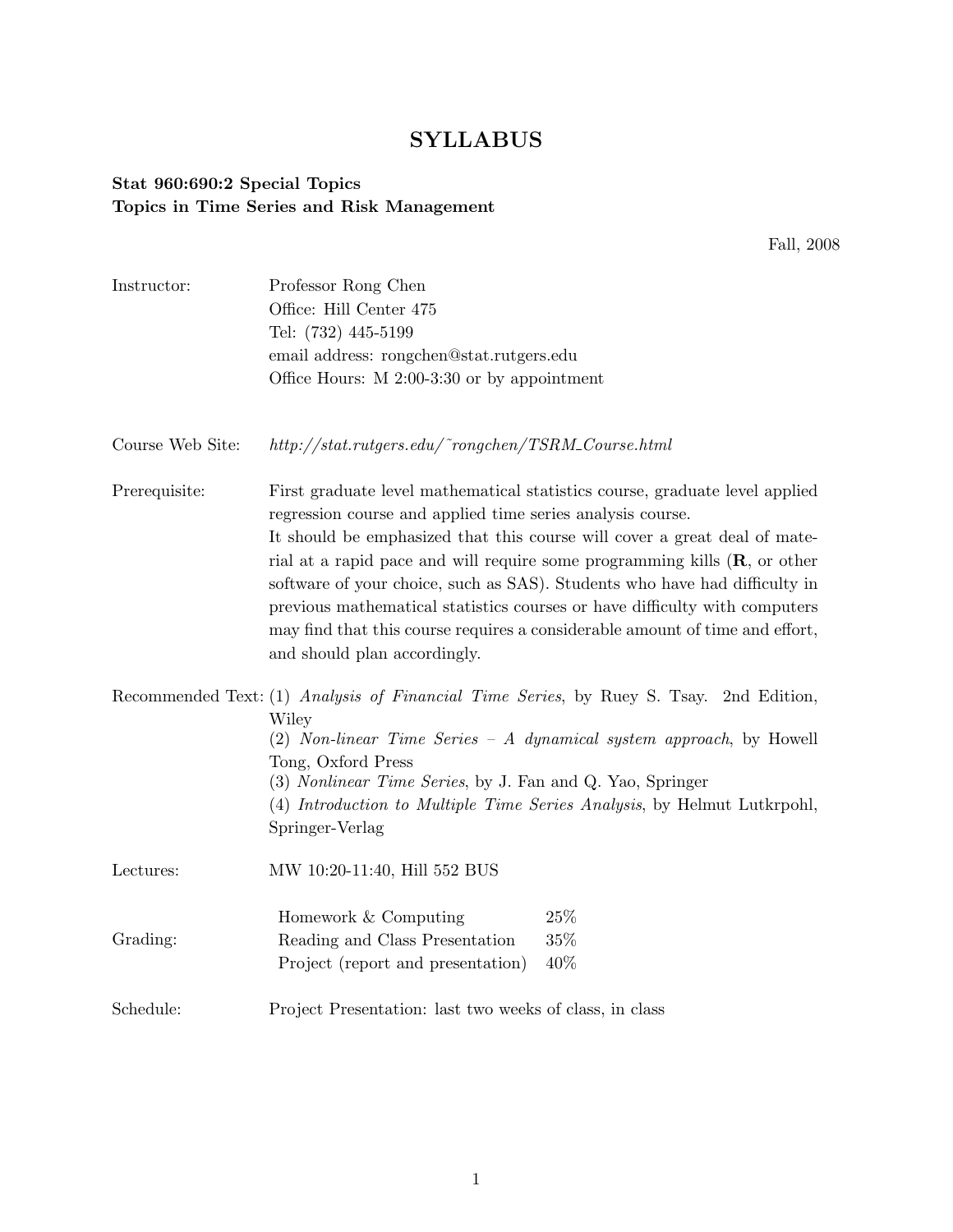# SYLLABUS

**Stat 960:690:2 Special Topics**
**Topics in Time Series and Risk Management**

Fall, 2008

**Instructor:** Professor Rong Chen
Office: Hill Center 475
Tel: (732) 445-5199
email address: rongchen@stat.rutgers.edu
Office Hours: M 2:00-3:30 or by appointment

**Course Web Site:** *http://stat.rutgers.edu/˜rongchen/TSRM_Course.html*

**Prerequisite:** First graduate level mathematical statistics course, graduate level applied regression course and applied time series analysis course.
It should be emphasized that this course will cover a great deal of material at a rapid pace and will require some programming kills (**R**, or other software of your choice, such as SAS). Students who have had difficulty in previous mathematical statistics courses or have difficulty with computers may find that this course requires a considerable amount of time and effort, and should plan accordingly.

**Recommended Text:** (1) *Analysis of Financial Time Series*, by Ruey S. Tsay. 2nd Edition, Wiley
(2) *Non-linear Time Series – A dynamical system approach*, by Howell Tong, Oxford Press
(3) *Nonlinear Time Series*, by J. Fan and Q. Yao, Springer
(4) *Introduction to Multiple Time Series Analysis*, by Helmut Lutkrpohl, Springer-Verlag

**Lectures:** MW 10:20-11:40, Hill 552 BUS

**Grading:**

| | |
|---|---|
| Homework & Computing | 25% |
| Reading and Class Presentation | 35% |
| Project (report and presentation) | 40% |

**Schedule:** Project Presentation: last two weeks of class, in class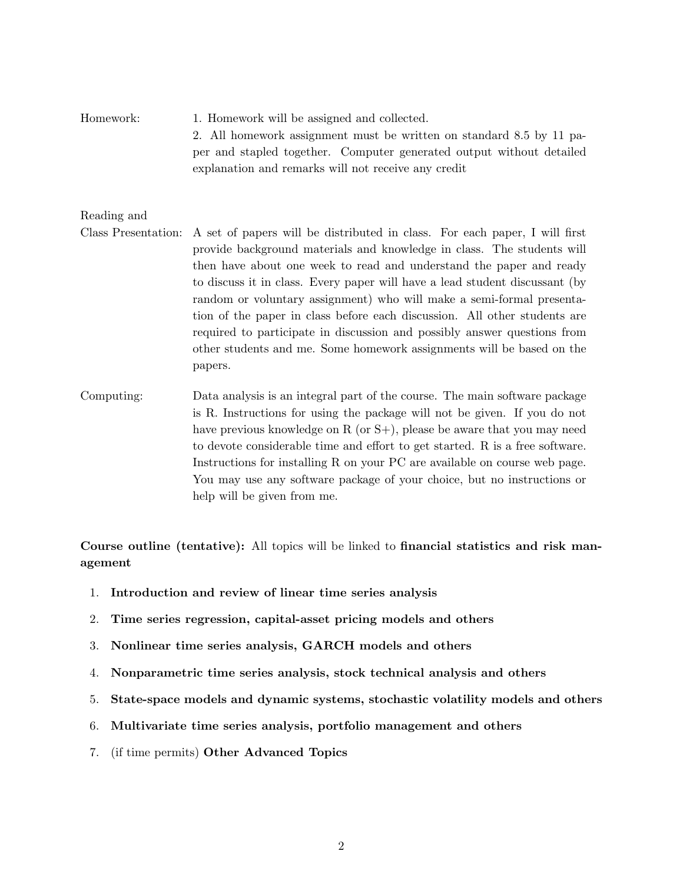**Homework:**

1. Homework will be assigned and collected.
2. All homework assignment must be written on standard 8.5 by 11 paper and stapled together. Computer generated output without detailed explanation and remarks will not receive any credit

**Reading and Class Presentation:** A set of papers will be distributed in class. For each paper, I will first provide background materials and knowledge in class. The students will then have about one week to read and understand the paper and ready to discuss it in class. Every paper will have a lead student discussant (by random or voluntary assignment) who will make a semi-formal presentation of the paper in class before each discussion. All other students are required to participate in discussion and possibly answer questions from other students and me. Some homework assignments will be based on the papers.

**Computing:** Data analysis is an integral part of the course. The main software package is R. Instructions for using the package will not be given. If you do not have previous knowledge on R (or S+), please be aware that you may need to devote considerable time and effort to get started. R is a free software. Instructions for installing R on your PC are available on course web page. You may use any software package of your choice, but no instructions or help will be given from me.

**Course outline (tentative):** All topics will be linked to **financial statistics and risk management**

1. **Introduction and review of linear time series analysis**
2. **Time series regression, capital-asset pricing models and others**
3. **Nonlinear time series analysis, GARCH models and others**
4. **Nonparametric time series analysis, stock technical analysis and others**
5. **State-space models and dynamic systems, stochastic volatility models and others**
6. **Multivariate time series analysis, portfolio management and others**
7. (if time permits) **Other Advanced Topics**